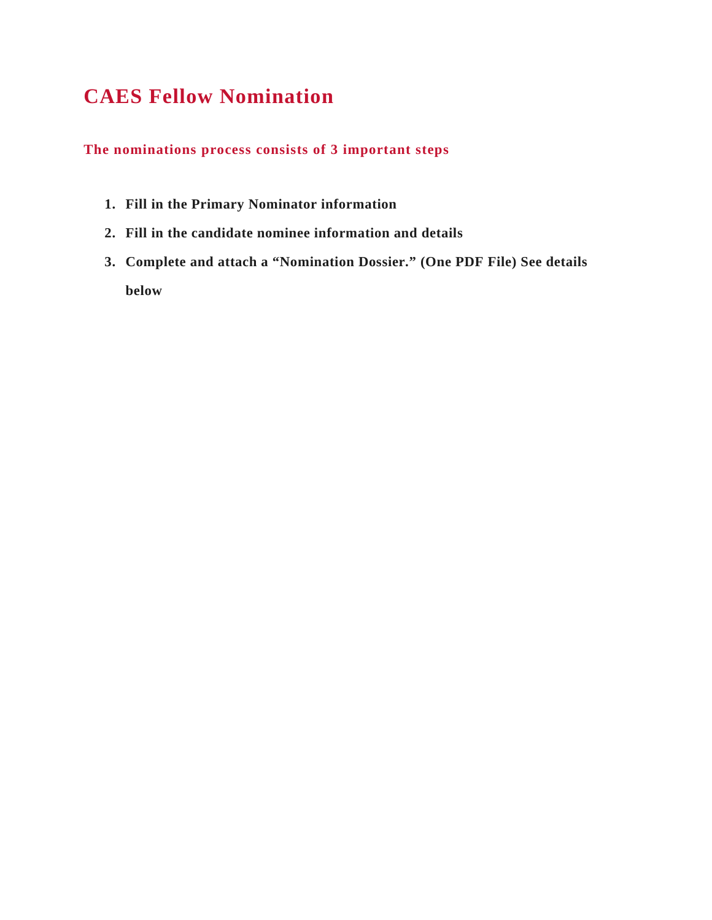# CAES Fellow Nomination

## The nominations process consists of 3 important steps

1. **Fill in the Primary Nominator information**
2. **Fill in the candidate nominee information and details**
3. **Complete and attach a "Nomination Dossier." (One PDF File) See details below**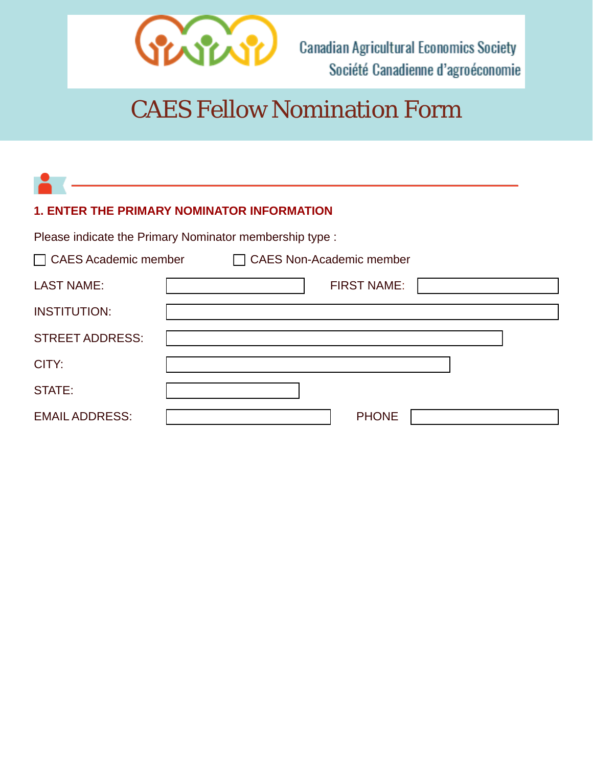Canadian Agricultural Economics Society
Société Canadienne d'agroéconomie

# CAES Fellow Nomination Form

## 1. ENTER THE PRIMARY NOMINATOR INFORMATION

Please indicate the Primary Nominator membership type :

☐ CAES Academic member ☐ CAES Non-Academic member

LAST NAME: FIRST NAME:

INSTITUTION:

STREET ADDRESS:

CITY:

STATE:

EMAIL ADDRESS: PHONE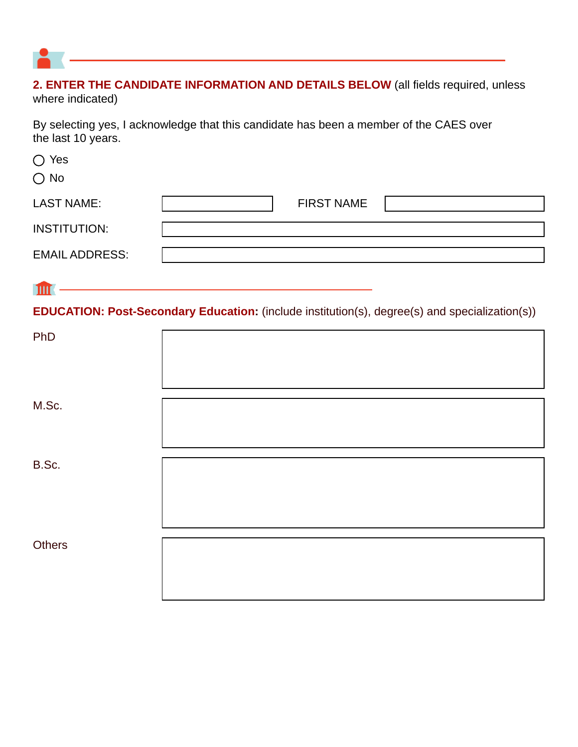## 2. ENTER THE CANDIDATE INFORMATION AND DETAILS BELOW (all fields required, unless where indicated)

By selecting yes, I acknowledge that this candidate has been a member of the CAES over the last 10 years.

- ◯ Yes
- ◯ No

LAST NAME: \_\_\_\_\_\_\_\_\_\_ FIRST NAME \_\_\_\_\_\_\_\_\_\_

INSTITUTION: \_\_\_\_\_\_\_\_\_\_

EMAIL ADDRESS: \_\_\_\_\_\_\_\_\_\_

### EDUCATION: Post-Secondary Education: (include institution(s), degree(s) and specialization(s))

PhD

M.Sc.

B.Sc.

Others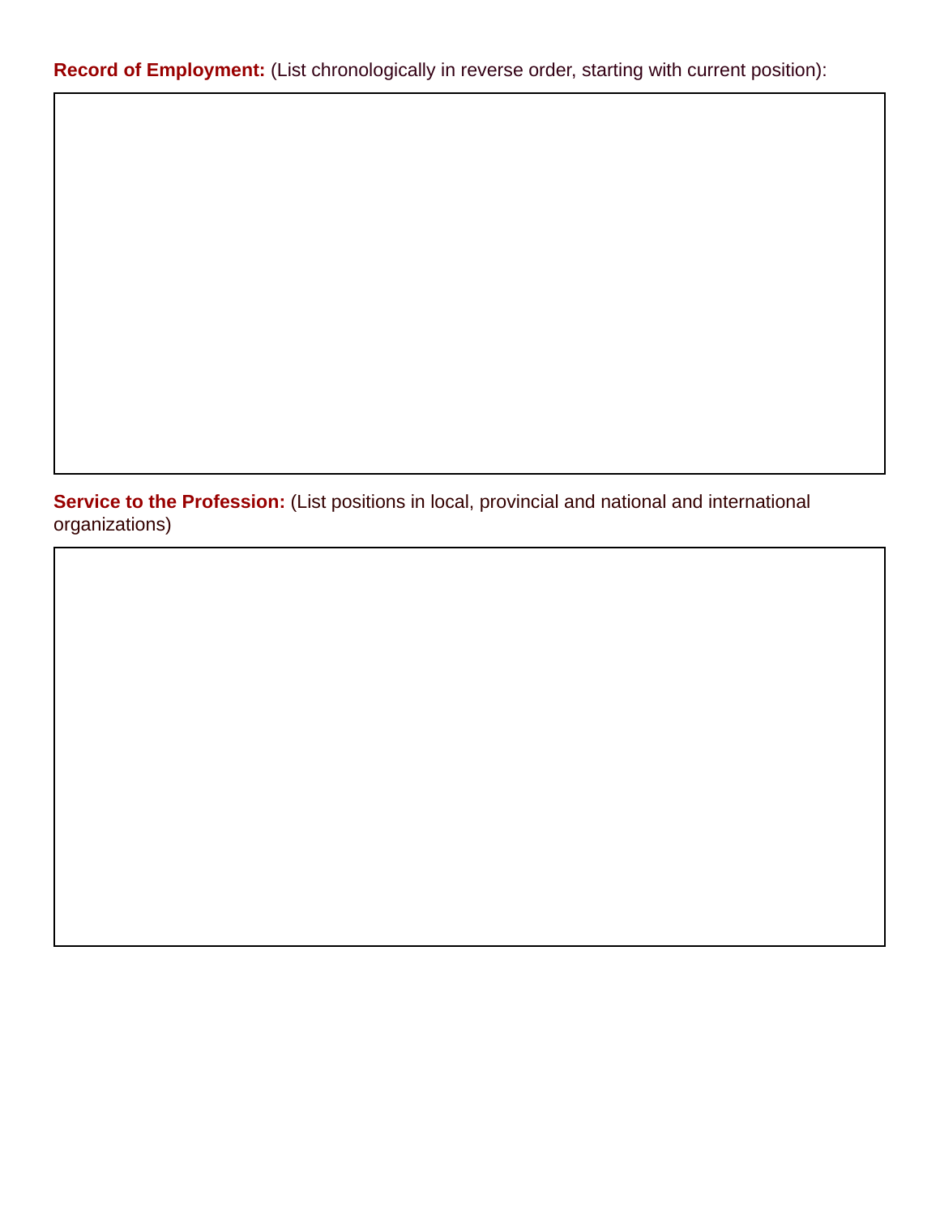**Record of Employment:** (List chronologically in reverse order, starting with current position):

| |
|---|
| |

**Service to the Profession:** (List positions in local, provincial and national and international organizations)

| |
|---|
| |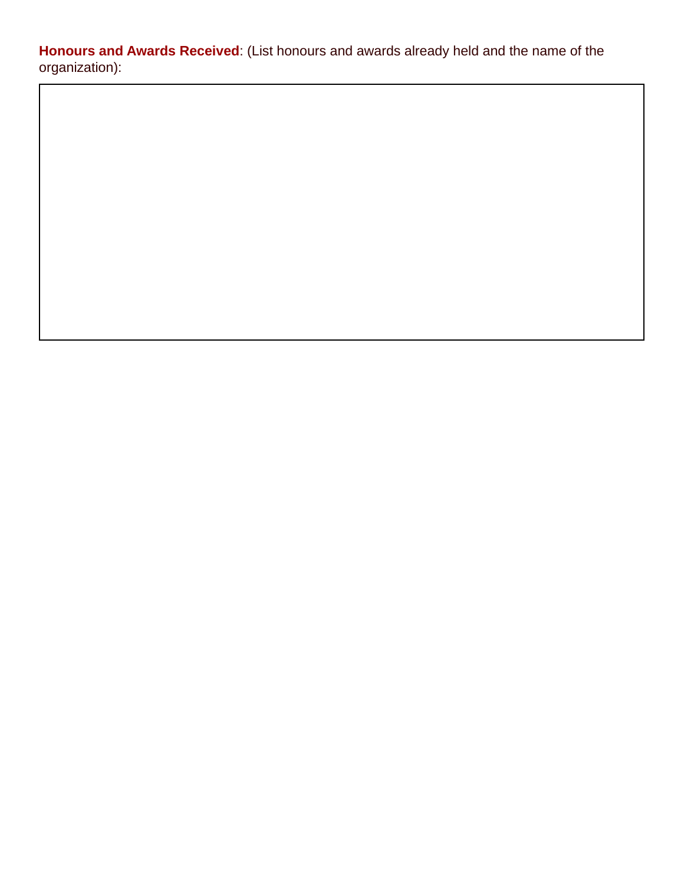**Honours and Awards Received**: (List honours and awards already held and the name of the organization):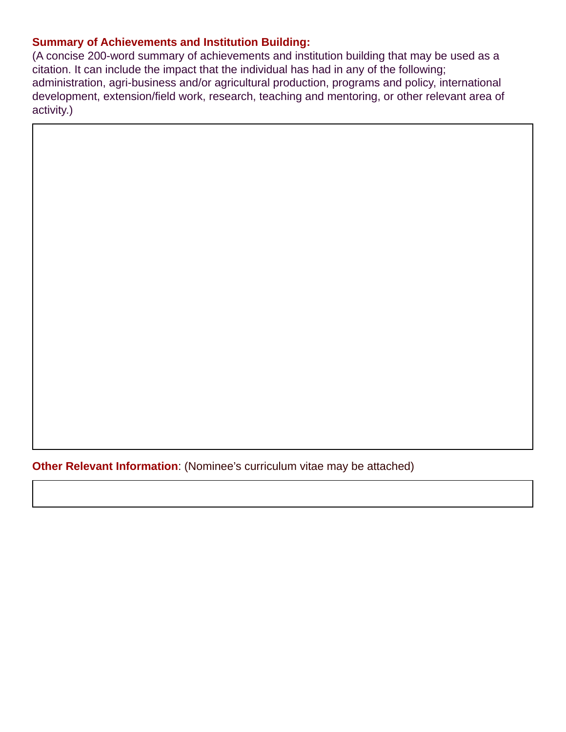**Summary of Achievements and Institution Building:**
(A concise 200-word summary of achievements and institution building that may be used as a citation. It can include the impact that the individual has had in any of the following; administration, agri-business and/or agricultural production, programs and policy, international development, extension/field work, research, teaching and mentoring, or other relevant area of activity.)

**Other Relevant Information**: (Nominee's curriculum vitae may be attached)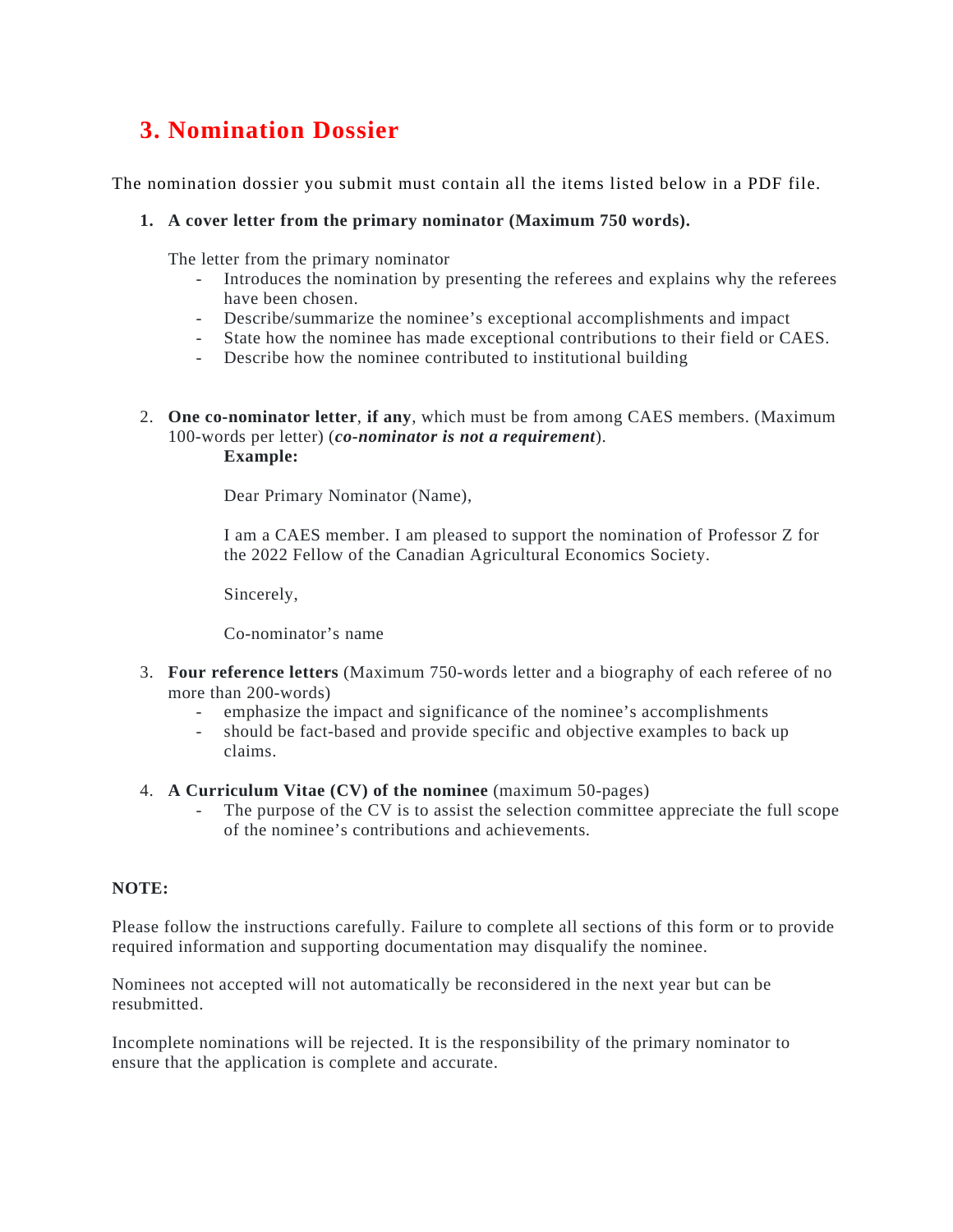## 3. Nomination Dossier

The nomination dossier you submit must contain all the items listed below in a PDF file.

1. **A cover letter from the primary nominator (Maximum 750 words).**

   The letter from the primary nominator
   - Introduces the nomination by presenting the referees and explains why the referees have been chosen.
   - Describe/summarize the nominee's exceptional accomplishments and impact
   - State how the nominee has made exceptional contributions to their field or CAES.
   - Describe how the nominee contributed to institutional building

2. **One co-nominator letter**, **if any**, which must be from among CAES members. (Maximum 100-words per letter) (***co-nominator is not a requirement***).

   **Example:**

   Dear Primary Nominator (Name),

   I am a CAES member. I am pleased to support the nomination of Professor Z for the 2022 Fellow of the Canadian Agricultural Economics Society.

   Sincerely,

   Co-nominator's name

3. **Four reference letters** (Maximum 750-words letter and a biography of each referee of no more than 200-words)
   - emphasize the impact and significance of the nominee's accomplishments
   - should be fact-based and provide specific and objective examples to back up claims.

4. **A Curriculum Vitae (CV) of the nominee** (maximum 50-pages)
   - The purpose of the CV is to assist the selection committee appreciate the full scope of the nominee's contributions and achievements.

**NOTE:**

Please follow the instructions carefully. Failure to complete all sections of this form or to provide required information and supporting documentation may disqualify the nominee.

Nominees not accepted will not automatically be reconsidered in the next year but can be resubmitted.

Incomplete nominations will be rejected. It is the responsibility of the primary nominator to ensure that the application is complete and accurate.